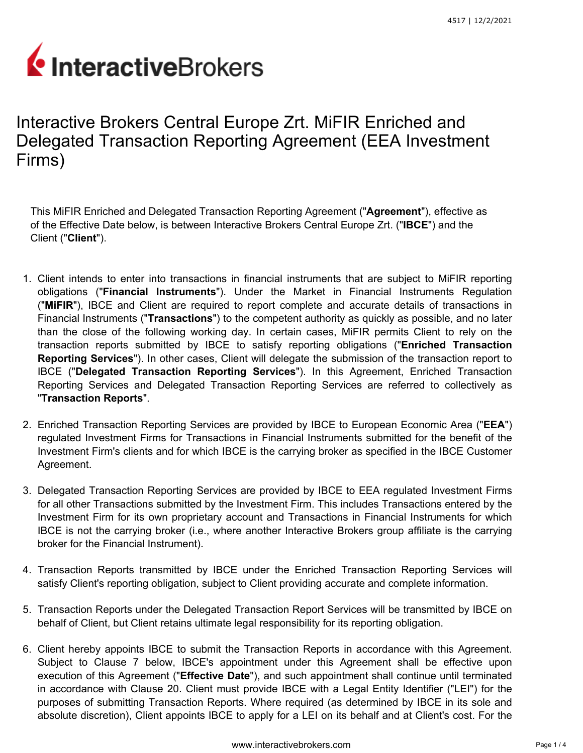# Interactive Brokers Central Europe Zrt. MiFIR Enriched and Delegated Transaction Reporting Agreement (EEA Investment Firms)

This MiFIR Enriched and Delegated Transaction Reporting Agreement ("**Agreement**"), effective as of the Effective Date below, is between Interactive Brokers Central Europe Zrt. ("**IBCE**") and the Client ("**Client**").

1. Client intends to enter into transactions in financial instruments that are subject to MiFIR reporting obligations ("**Financial Instruments**"). Under the Market in Financial Instruments Regulation ("**MiFIR**"), IBCE and Client are required to report complete and accurate details of transactions in Financial Instruments ("**Transactions**") to the competent authority as quickly as possible, and no later than the close of the following working day. In certain cases, MiFIR permits Client to rely on the transaction reports submitted by IBCE to satisfy reporting obligations ("**Enriched Transaction Reporting Services**"). In other cases, Client will delegate the submission of the transaction report to IBCE ("**Delegated Transaction Reporting Services**"). In this Agreement, Enriched Transaction Reporting Services and Delegated Transaction Reporting Services are referred to collectively as "**Transaction Reports**".

2. Enriched Transaction Reporting Services are provided by IBCE to European Economic Area ("**EEA**") regulated Investment Firms for Transactions in Financial Instruments submitted for the benefit of the Investment Firm's clients and for which IBCE is the carrying broker as specified in the IBCE Customer Agreement.

3. Delegated Transaction Reporting Services are provided by IBCE to EEA regulated Investment Firms for all other Transactions submitted by the Investment Firm. This includes Transactions entered by the Investment Firm for its own proprietary account and Transactions in Financial Instruments for which IBCE is not the carrying broker (i.e., where another Interactive Brokers group affiliate is the carrying broker for the Financial Instrument).

4. Transaction Reports transmitted by IBCE under the Enriched Transaction Reporting Services will satisfy Client's reporting obligation, subject to Client providing accurate and complete information.

5. Transaction Reports under the Delegated Transaction Report Services will be transmitted by IBCE on behalf of Client, but Client retains ultimate legal responsibility for its reporting obligation.

6. Client hereby appoints IBCE to submit the Transaction Reports in accordance with this Agreement. Subject to Clause 7 below, IBCE's appointment under this Agreement shall be effective upon execution of this Agreement ("**Effective Date**"), and such appointment shall continue until terminated in accordance with Clause 20. Client must provide IBCE with a Legal Entity Identifier ("LEI") for the purposes of submitting Transaction Reports. Where required (as determined by IBCE in its sole and absolute discretion), Client appoints IBCE to apply for a LEI on its behalf and at Client's cost. For the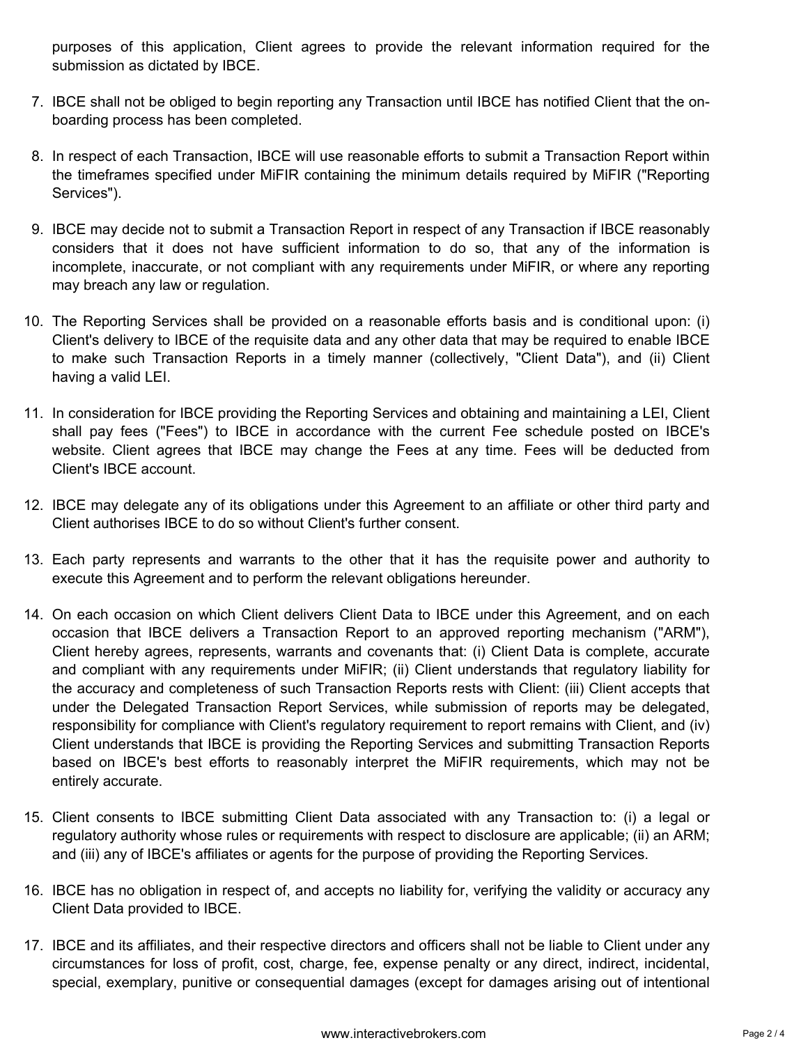purposes of this application, Client agrees to provide the relevant information required for the submission as dictated by IBCE.

7. IBCE shall not be obliged to begin reporting any Transaction until IBCE has notified Client that the on-boarding process has been completed.

8. In respect of each Transaction, IBCE will use reasonable efforts to submit a Transaction Report within the timeframes specified under MiFIR containing the minimum details required by MiFIR ("Reporting Services").

9. IBCE may decide not to submit a Transaction Report in respect of any Transaction if IBCE reasonably considers that it does not have sufficient information to do so, that any of the information is incomplete, inaccurate, or not compliant with any requirements under MiFIR, or where any reporting may breach any law or regulation.

10. The Reporting Services shall be provided on a reasonable efforts basis and is conditional upon: (i) Client's delivery to IBCE of the requisite data and any other data that may be required to enable IBCE to make such Transaction Reports in a timely manner (collectively, "Client Data"), and (ii) Client having a valid LEI.

11. In consideration for IBCE providing the Reporting Services and obtaining and maintaining a LEI, Client shall pay fees ("Fees") to IBCE in accordance with the current Fee schedule posted on IBCE's website. Client agrees that IBCE may change the Fees at any time. Fees will be deducted from Client's IBCE account.

12. IBCE may delegate any of its obligations under this Agreement to an affiliate or other third party and Client authorises IBCE to do so without Client's further consent.

13. Each party represents and warrants to the other that it has the requisite power and authority to execute this Agreement and to perform the relevant obligations hereunder.

14. On each occasion on which Client delivers Client Data to IBCE under this Agreement, and on each occasion that IBCE delivers a Transaction Report to an approved reporting mechanism ("ARM"), Client hereby agrees, represents, warrants and covenants that: (i) Client Data is complete, accurate and compliant with any requirements under MiFIR; (ii) Client understands that regulatory liability for the accuracy and completeness of such Transaction Reports rests with Client: (iii) Client accepts that under the Delegated Transaction Report Services, while submission of reports may be delegated, responsibility for compliance with Client's regulatory requirement to report remains with Client, and (iv) Client understands that IBCE is providing the Reporting Services and submitting Transaction Reports based on IBCE's best efforts to reasonably interpret the MiFIR requirements, which may not be entirely accurate.

15. Client consents to IBCE submitting Client Data associated with any Transaction to: (i) a legal or regulatory authority whose rules or requirements with respect to disclosure are applicable; (ii) an ARM; and (iii) any of IBCE's affiliates or agents for the purpose of providing the Reporting Services.

16. IBCE has no obligation in respect of, and accepts no liability for, verifying the validity or accuracy any Client Data provided to IBCE.

17. IBCE and its affiliates, and their respective directors and officers shall not be liable to Client under any circumstances for loss of profit, cost, charge, fee, expense penalty or any direct, indirect, incidental, special, exemplary, punitive or consequential damages (except for damages arising out of intentional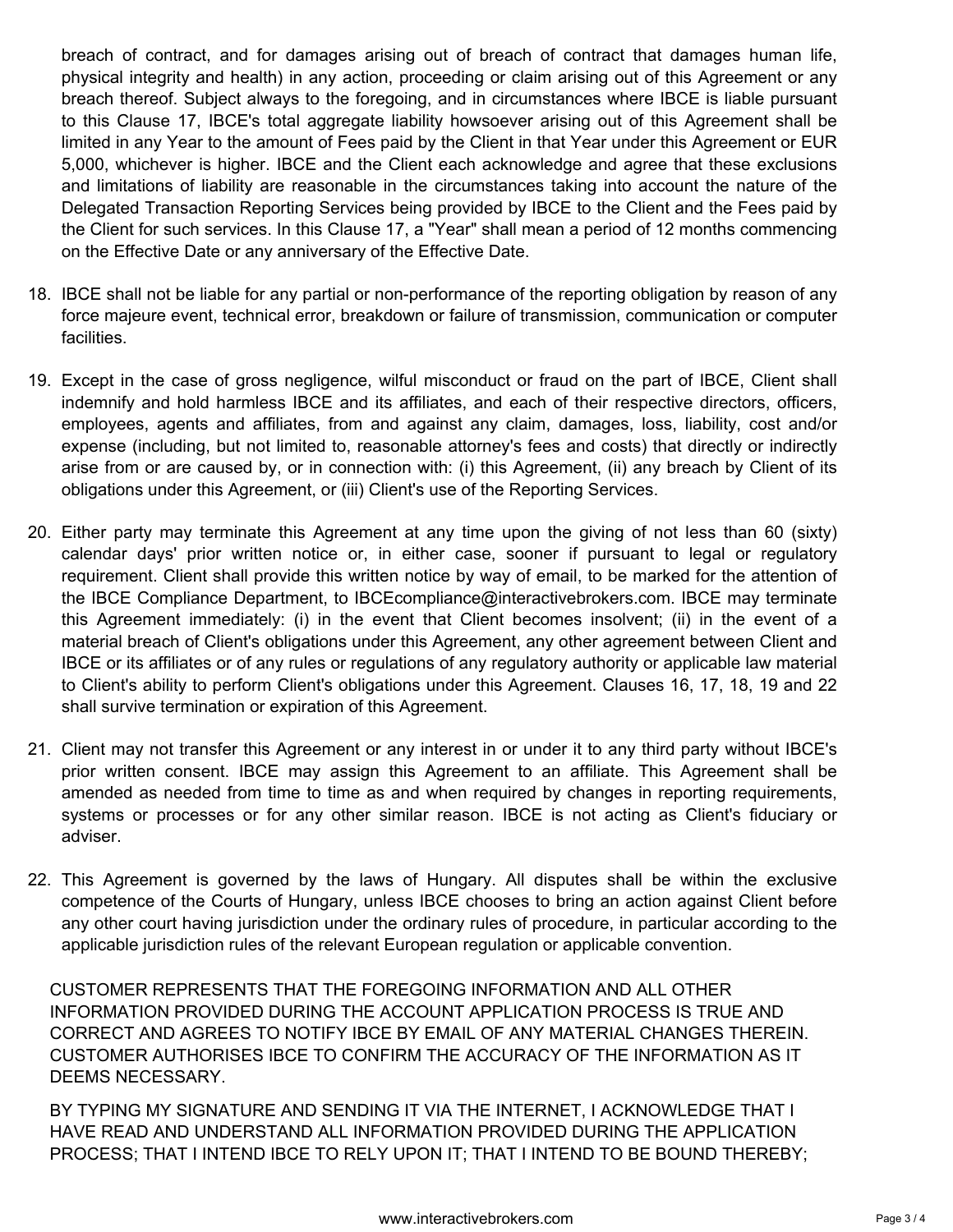breach of contract, and for damages arising out of breach of contract that damages human life, physical integrity and health) in any action, proceeding or claim arising out of this Agreement or any breach thereof. Subject always to the foregoing, and in circumstances where IBCE is liable pursuant to this Clause 17, IBCE's total aggregate liability howsoever arising out of this Agreement shall be limited in any Year to the amount of Fees paid by the Client in that Year under this Agreement or EUR 5,000, whichever is higher. IBCE and the Client each acknowledge and agree that these exclusions and limitations of liability are reasonable in the circumstances taking into account the nature of the Delegated Transaction Reporting Services being provided by IBCE to the Client and the Fees paid by the Client for such services. In this Clause 17, a "Year" shall mean a period of 12 months commencing on the Effective Date or any anniversary of the Effective Date.

18. IBCE shall not be liable for any partial or non-performance of the reporting obligation by reason of any force majeure event, technical error, breakdown or failure of transmission, communication or computer facilities.

19. Except in the case of gross negligence, wilful misconduct or fraud on the part of IBCE, Client shall indemnify and hold harmless IBCE and its affiliates, and each of their respective directors, officers, employees, agents and affiliates, from and against any claim, damages, loss, liability, cost and/or expense (including, but not limited to, reasonable attorney's fees and costs) that directly or indirectly arise from or are caused by, or in connection with: (i) this Agreement, (ii) any breach by Client of its obligations under this Agreement, or (iii) Client's use of the Reporting Services.

20. Either party may terminate this Agreement at any time upon the giving of not less than 60 (sixty) calendar days' prior written notice or, in either case, sooner if pursuant to legal or regulatory requirement. Client shall provide this written notice by way of email, to be marked for the attention of the IBCE Compliance Department, to IBCEcompliance@interactivebrokers.com. IBCE may terminate this Agreement immediately: (i) in the event that Client becomes insolvent; (ii) in the event of a material breach of Client's obligations under this Agreement, any other agreement between Client and IBCE or its affiliates or of any rules or regulations of any regulatory authority or applicable law material to Client's ability to perform Client's obligations under this Agreement. Clauses 16, 17, 18, 19 and 22 shall survive termination or expiration of this Agreement.

21. Client may not transfer this Agreement or any interest in or under it to any third party without IBCE's prior written consent. IBCE may assign this Agreement to an affiliate. This Agreement shall be amended as needed from time to time as and when required by changes in reporting requirements, systems or processes or for any other similar reason. IBCE is not acting as Client's fiduciary or adviser.

22. This Agreement is governed by the laws of Hungary. All disputes shall be within the exclusive competence of the Courts of Hungary, unless IBCE chooses to bring an action against Client before any other court having jurisdiction under the ordinary rules of procedure, in particular according to the applicable jurisdiction rules of the relevant European regulation or applicable convention.

CUSTOMER REPRESENTS THAT THE FOREGOING INFORMATION AND ALL OTHER INFORMATION PROVIDED DURING THE ACCOUNT APPLICATION PROCESS IS TRUE AND CORRECT AND AGREES TO NOTIFY IBCE BY EMAIL OF ANY MATERIAL CHANGES THEREIN. CUSTOMER AUTHORISES IBCE TO CONFIRM THE ACCURACY OF THE INFORMATION AS IT DEEMS NECESSARY.

BY TYPING MY SIGNATURE AND SENDING IT VIA THE INTERNET, I ACKNOWLEDGE THAT I HAVE READ AND UNDERSTAND ALL INFORMATION PROVIDED DURING THE APPLICATION PROCESS; THAT I INTEND IBCE TO RELY UPON IT; THAT I INTEND TO BE BOUND THEREBY;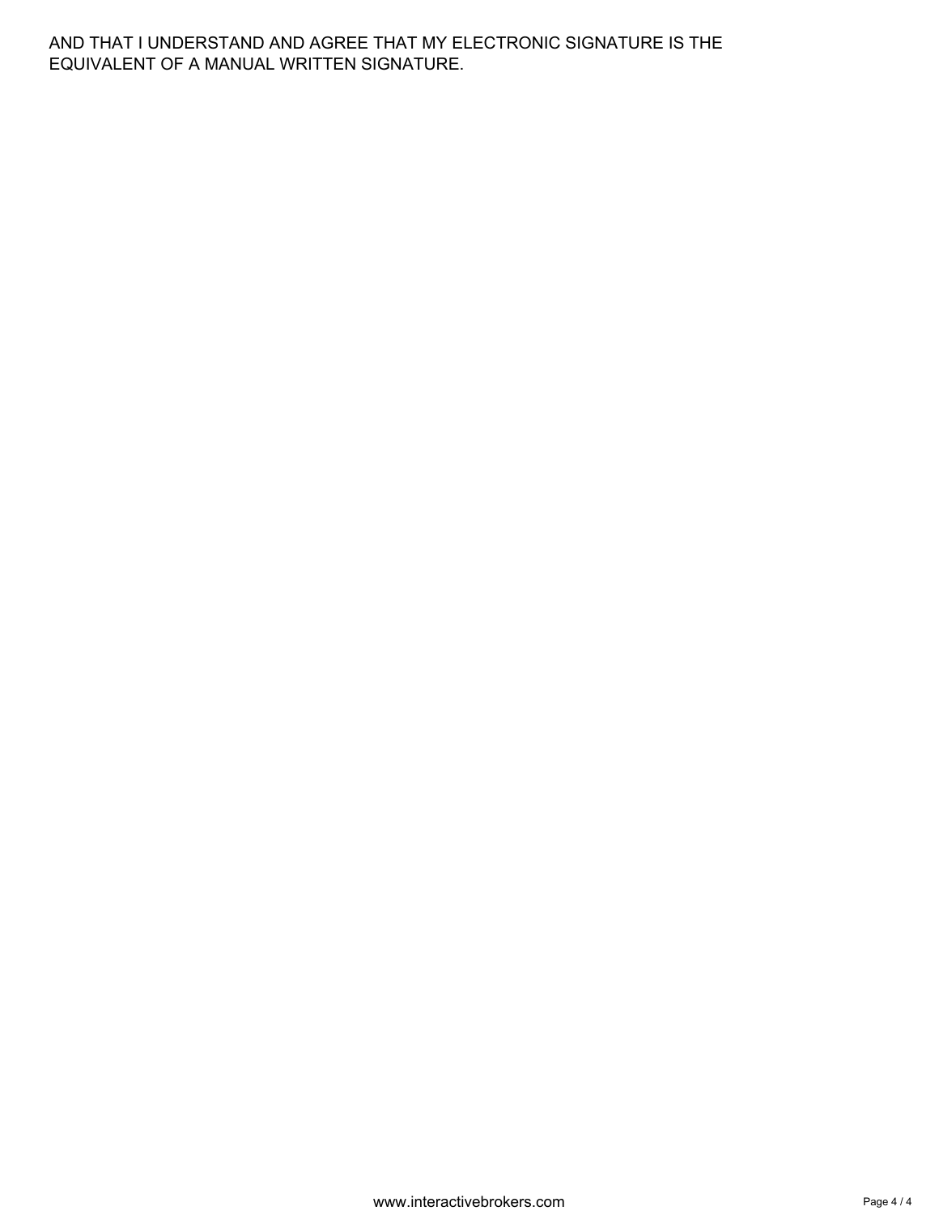AND THAT I UNDERSTAND AND AGREE THAT MY ELECTRONIC SIGNATURE IS THE EQUIVALENT OF A MANUAL WRITTEN SIGNATURE.